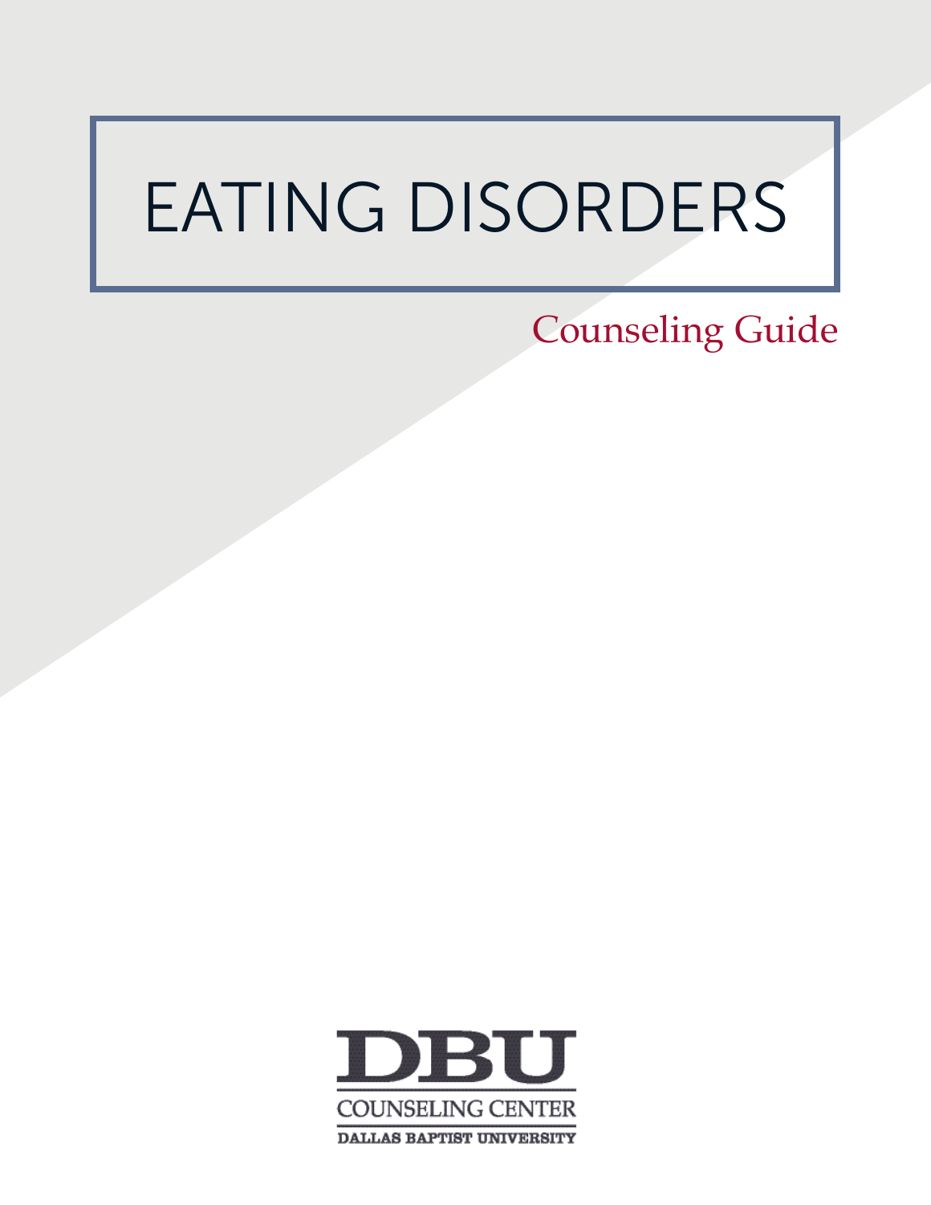# EATING DISORDERS

Counseling Guide

DBU

COUNSELING CENTER

DALLAS BAPTIST UNIVERSITY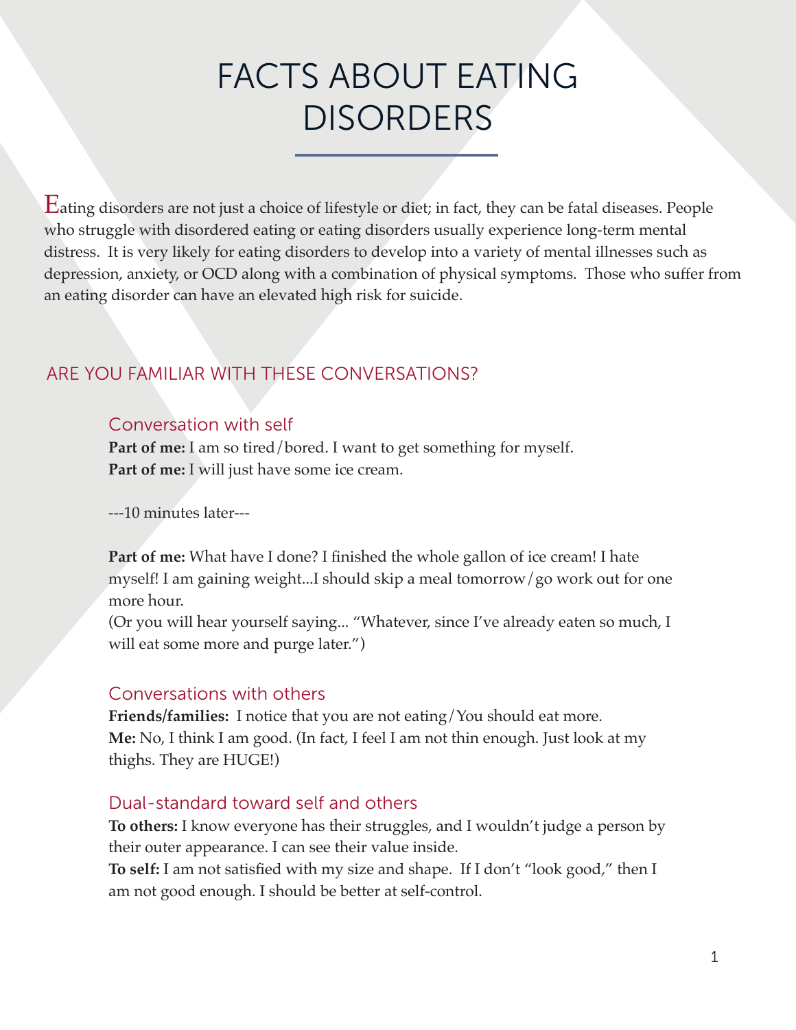# FACTS ABOUT EATING DISORDERS

Eating disorders are not just a choice of lifestyle or diet; in fact, they can be fatal diseases. People who struggle with disordered eating or eating disorders usually experience long-term mental distress. It is very likely for eating disorders to develop into a variety of mental illnesses such as depression, anxiety, or OCD along with a combination of physical symptoms. Those who suffer from an eating disorder can have an elevated high risk for suicide.

## ARE YOU FAMILIAR WITH THESE CONVERSATIONS?

### Conversation with self

**Part of me:** I am so tired/bored. I want to get something for myself.
**Part of me:** I will just have some ice cream.

---10 minutes later---

**Part of me:** What have I done? I finished the whole gallon of ice cream! I hate myself! I am gaining weight...I should skip a meal tomorrow/go work out for one more hour.
(Or you will hear yourself saying... "Whatever, since I've already eaten so much, I will eat some more and purge later.")

### Conversations with others

**Friends/families:** I notice that you are not eating/You should eat more.
**Me:** No, I think I am good. (In fact, I feel I am not thin enough. Just look at my thighs. They are HUGE!)

### Dual-standard toward self and others

**To others:** I know everyone has their struggles, and I wouldn't judge a person by their outer appearance. I can see their value inside.
**To self:** I am not satisfied with my size and shape. If I don't "look good," then I am not good enough. I should be better at self-control.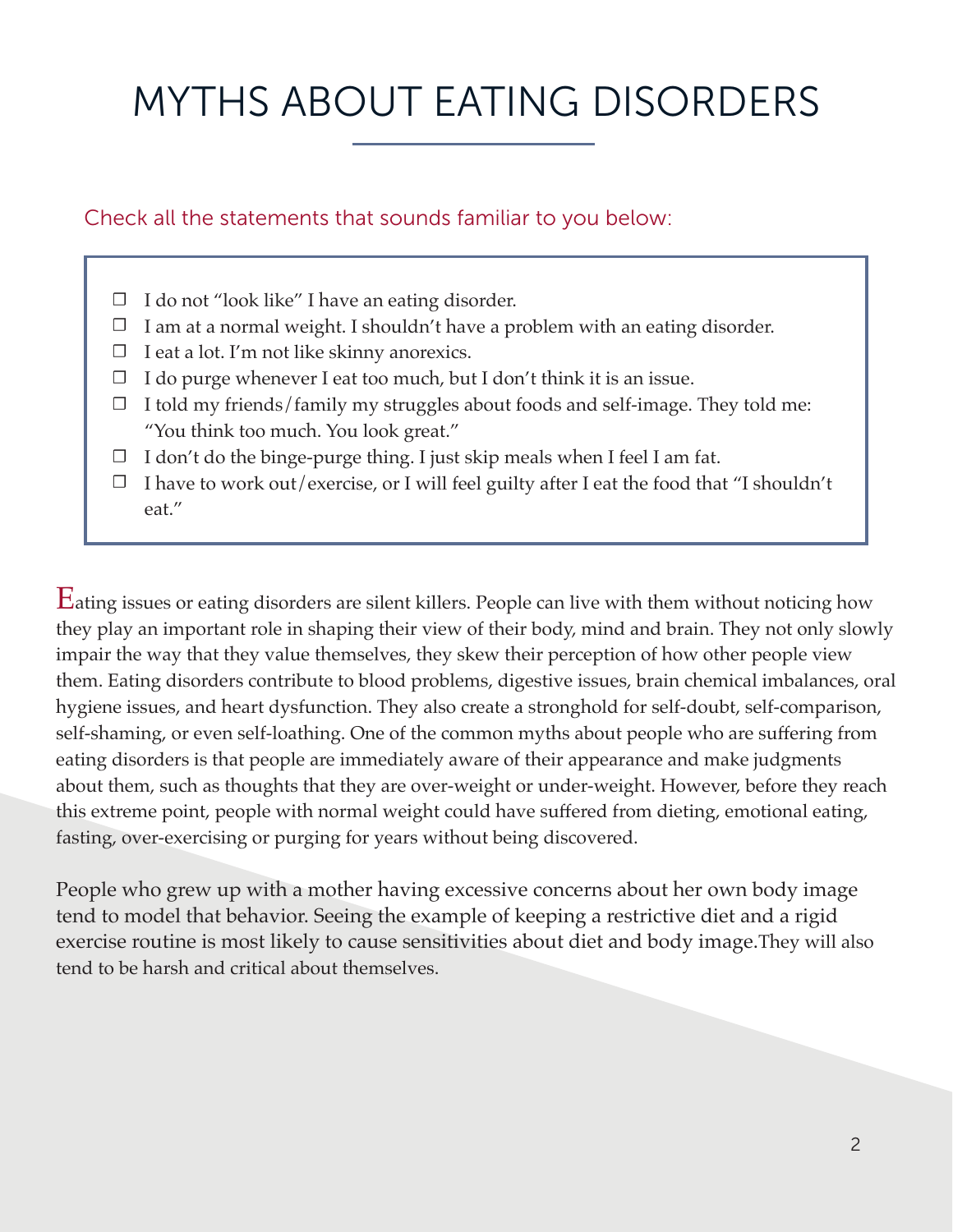# MYTHS ABOUT EATING DISORDERS

Check all the statements that sounds familiar to you below:

- ☐ I do not "look like" I have an eating disorder.
- ☐ I am at a normal weight. I shouldn't have a problem with an eating disorder.
- ☐ I eat a lot. I'm not like skinny anorexics.
- ☐ I do purge whenever I eat too much, but I don't think it is an issue.
- ☐ I told my friends/family my struggles about foods and self-image. They told me: "You think too much. You look great."
- ☐ I don't do the binge-purge thing. I just skip meals when I feel I am fat.
- ☐ I have to work out/exercise, or I will feel guilty after I eat the food that "I shouldn't eat."

Eating issues or eating disorders are silent killers. People can live with them without noticing how they play an important role in shaping their view of their body, mind and brain. They not only slowly impair the way that they value themselves, they skew their perception of how other people view them. Eating disorders contribute to blood problems, digestive issues, brain chemical imbalances, oral hygiene issues, and heart dysfunction. They also create a stronghold for self-doubt, self-comparison, self-shaming, or even self-loathing. One of the common myths about people who are suffering from eating disorders is that people are immediately aware of their appearance and make judgments about them, such as thoughts that they are over-weight or under-weight. However, before they reach this extreme point, people with normal weight could have suffered from dieting, emotional eating, fasting, over-exercising or purging for years without being discovered.

People who grew up with a mother having excessive concerns about her own body image tend to model that behavior. Seeing the example of keeping a restrictive diet and a rigid exercise routine is most likely to cause sensitivities about diet and body image.They will also tend to be harsh and critical about themselves.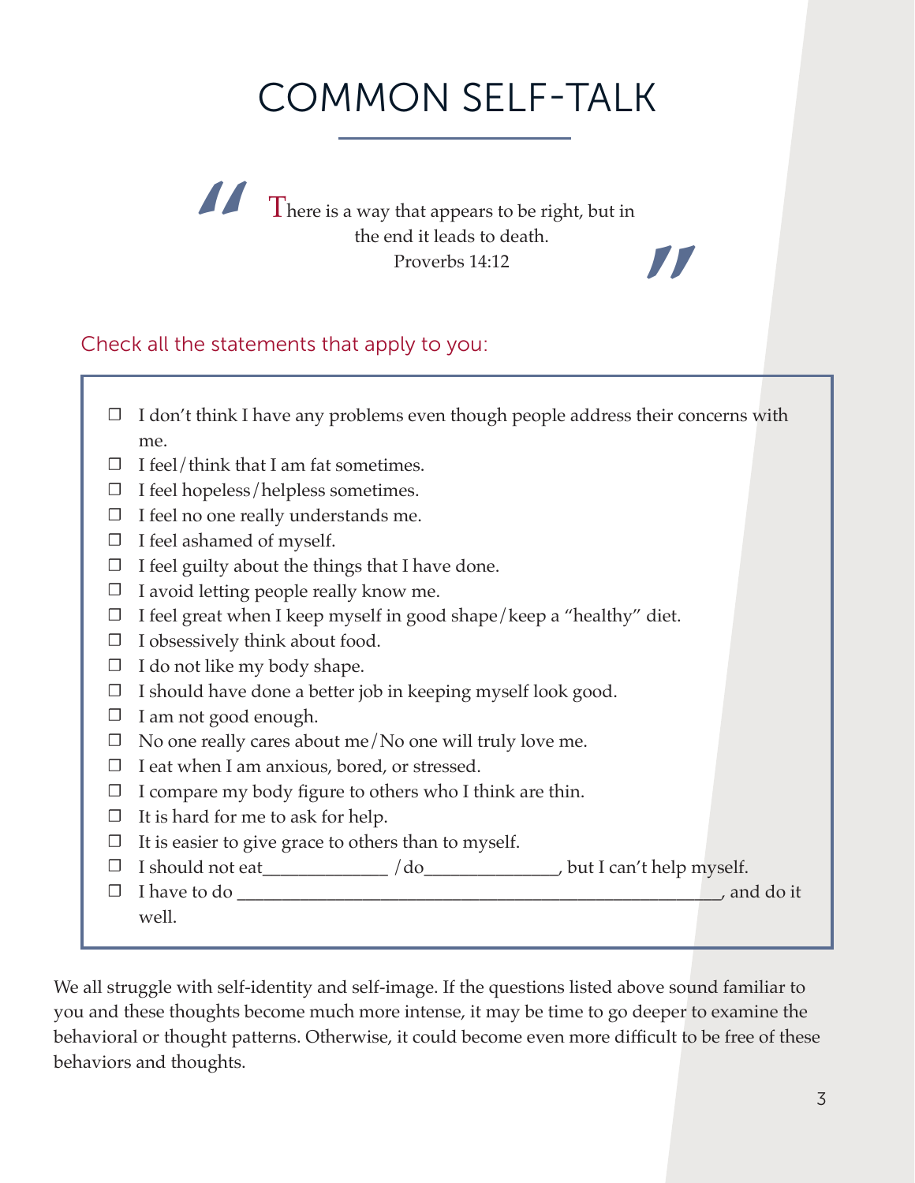# COMMON SELF-TALK

> There is a way that appears to be right, but in the end it leads to death.
> Proverbs 14:12

Check all the statements that apply to you:

- ☐ I don't think I have any problems even though people address their concerns with me.
- ☐ I feel/think that I am fat sometimes.
- ☐ I feel hopeless/helpless sometimes.
- ☐ I feel no one really understands me.
- ☐ I feel ashamed of myself.
- ☐ I feel guilty about the things that I have done.
- ☐ I avoid letting people really know me.
- ☐ I feel great when I keep myself in good shape/keep a "healthy" diet.
- ☐ I obsessively think about food.
- ☐ I do not like my body shape.
- ☐ I should have done a better job in keeping myself look good.
- ☐ I am not good enough.
- ☐ No one really cares about me/No one will truly love me.
- ☐ I eat when I am anxious, bored, or stressed.
- ☐ I compare my body figure to others who I think are thin.
- ☐ It is hard for me to ask for help.
- ☐ It is easier to give grace to others than to myself.
- ☐ I should not eat_____________ /do______________, but I can't help myself.
- ☐ I have to do _______________________________________________________, and do it well.

We all struggle with self-identity and self-image. If the questions listed above sound familiar to you and these thoughts become much more intense, it may be time to go deeper to examine the behavioral or thought patterns. Otherwise, it could become even more difficult to be free of these behaviors and thoughts.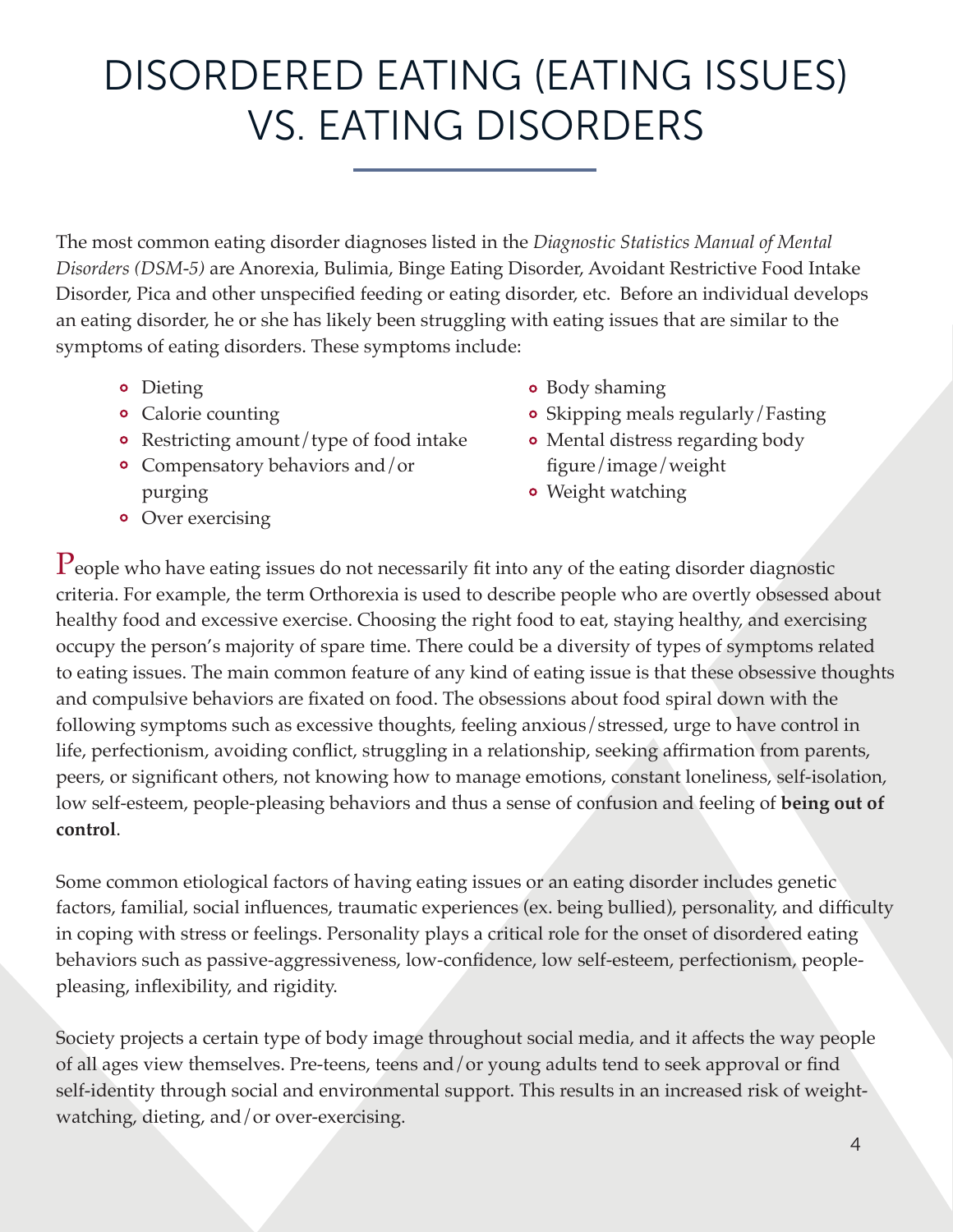# DISORDERED EATING (EATING ISSUES) VS. EATING DISORDERS

The most common eating disorder diagnoses listed in the *Diagnostic Statistics Manual of Mental Disorders (DSM-5)* are Anorexia, Bulimia, Binge Eating Disorder, Avoidant Restrictive Food Intake Disorder, Pica and other unspecified feeding or eating disorder, etc. Before an individual develops an eating disorder, he or she has likely been struggling with eating issues that are similar to the symptoms of eating disorders. These symptoms include:

- Dieting
- Calorie counting
- Restricting amount/type of food intake
- Compensatory behaviors and/or purging
- Over exercising
- Body shaming
- Skipping meals regularly/Fasting
- Mental distress regarding body figure/image/weight
- Weight watching

People who have eating issues do not necessarily fit into any of the eating disorder diagnostic criteria. For example, the term Orthorexia is used to describe people who are overtly obsessed about healthy food and excessive exercise. Choosing the right food to eat, staying healthy, and exercising occupy the person's majority of spare time. There could be a diversity of types of symptoms related to eating issues. The main common feature of any kind of eating issue is that these obsessive thoughts and compulsive behaviors are fixated on food. The obsessions about food spiral down with the following symptoms such as excessive thoughts, feeling anxious/stressed, urge to have control in life, perfectionism, avoiding conflict, struggling in a relationship, seeking affirmation from parents, peers, or significant others, not knowing how to manage emotions, constant loneliness, self-isolation, low self-esteem, people-pleasing behaviors and thus a sense of confusion and feeling of **being out of control**.

Some common etiological factors of having eating issues or an eating disorder includes genetic factors, familial, social influences, traumatic experiences (ex. being bullied), personality, and difficulty in coping with stress or feelings. Personality plays a critical role for the onset of disordered eating behaviors such as passive-aggressiveness, low-confidence, low self-esteem, perfectionism, people-pleasing, inflexibility, and rigidity.

Society projects a certain type of body image throughout social media, and it affects the way people of all ages view themselves. Pre-teens, teens and/or young adults tend to seek approval or find self-identity through social and environmental support. This results in an increased risk of weight-watching, dieting, and/or over-exercising.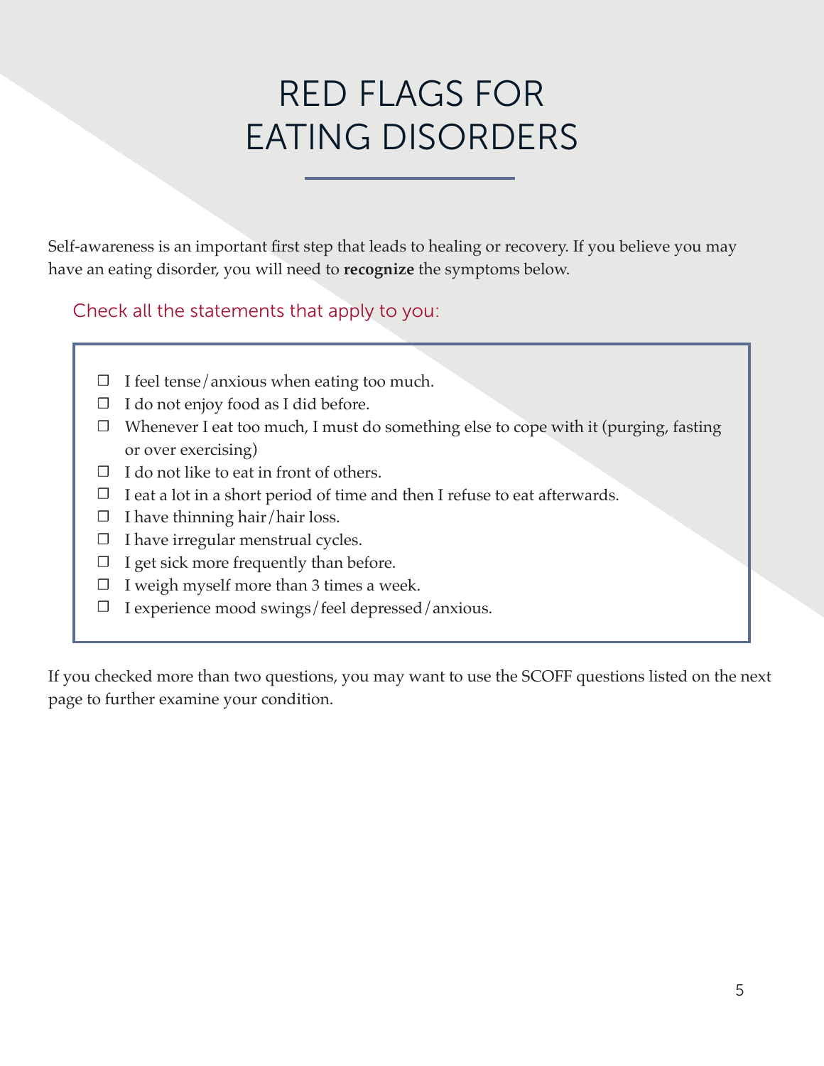# RED FLAGS FOR EATING DISORDERS

Self-awareness is an important first step that leads to healing or recovery. If you believe you may have an eating disorder, you will need to **recognize** the symptoms below.

Check all the statements that apply to you:

- ☐ I feel tense/anxious when eating too much.
- ☐ I do not enjoy food as I did before.
- ☐ Whenever I eat too much, I must do something else to cope with it (purging, fasting or over exercising)
- ☐ I do not like to eat in front of others.
- ☐ I eat a lot in a short period of time and then I refuse to eat afterwards.
- ☐ I have thinning hair/hair loss.
- ☐ I have irregular menstrual cycles.
- ☐ I get sick more frequently than before.
- ☐ I weigh myself more than 3 times a week.
- ☐ I experience mood swings/feel depressed/anxious.

If you checked more than two questions, you may want to use the SCOFF questions listed on the next page to further examine your condition.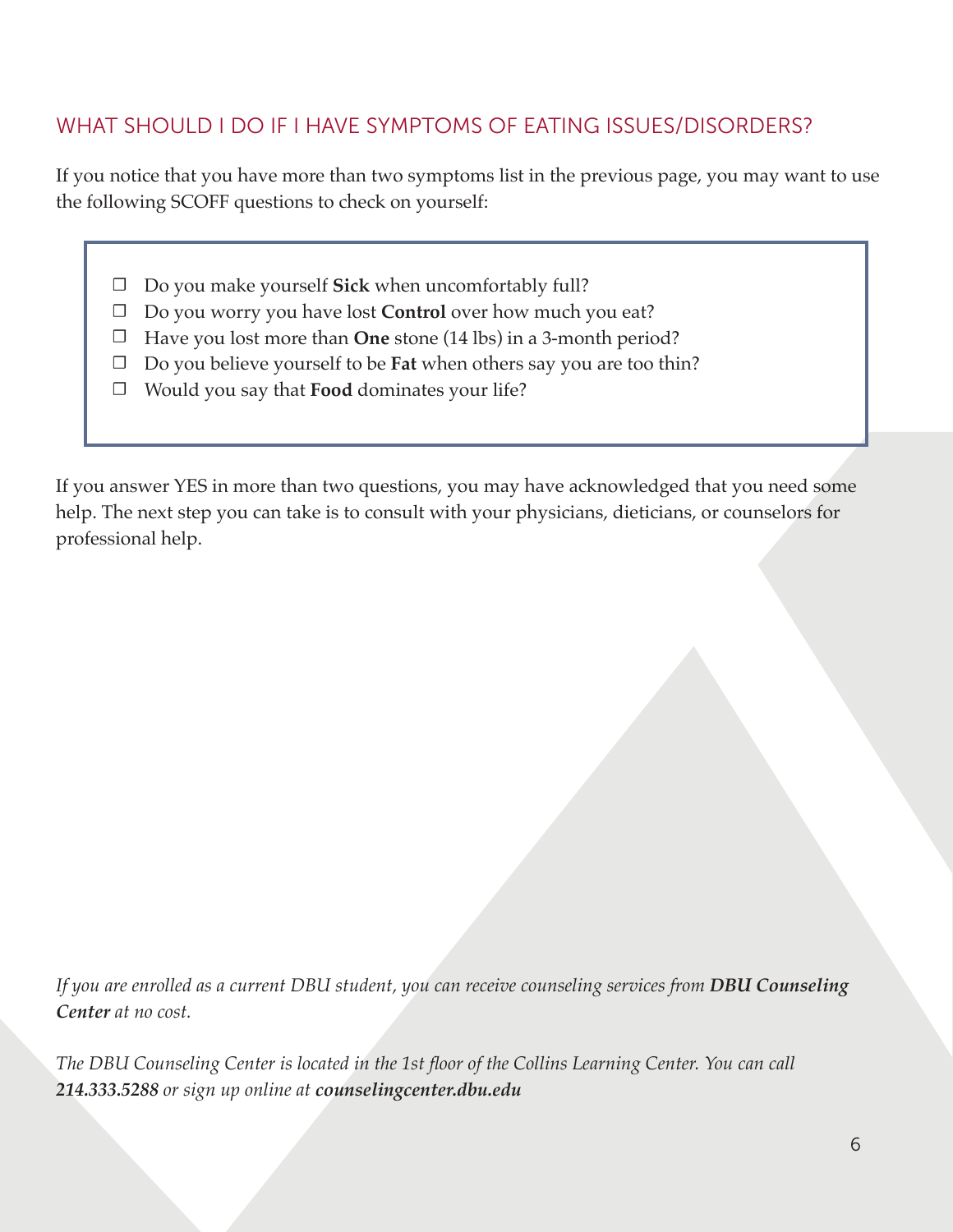## WHAT SHOULD I DO IF I HAVE SYMPTOMS OF EATING ISSUES/DISORDERS?

If you notice that you have more than two symptoms list in the previous page, you may want to use the following SCOFF questions to check on yourself:

- ☐ Do you make yourself **Sick** when uncomfortably full?
- ☐ Do you worry you have lost **Control** over how much you eat?
- ☐ Have you lost more than **One** stone (14 lbs) in a 3-month period?
- ☐ Do you believe yourself to be **Fat** when others say you are too thin?
- ☐ Would you say that **Food** dominates your life?

If you answer YES in more than two questions, you may have acknowledged that you need some help. The next step you can take is to consult with your physicians, dieticians, or counselors for professional help.

*If you are enrolled as a current DBU student, you can receive counseling services from **DBU Counseling Center** at no cost.*

*The DBU Counseling Center is located in the 1st floor of the Collins Learning Center. You can call **214.333.5288** or sign up online at **counselingcenter.dbu.edu***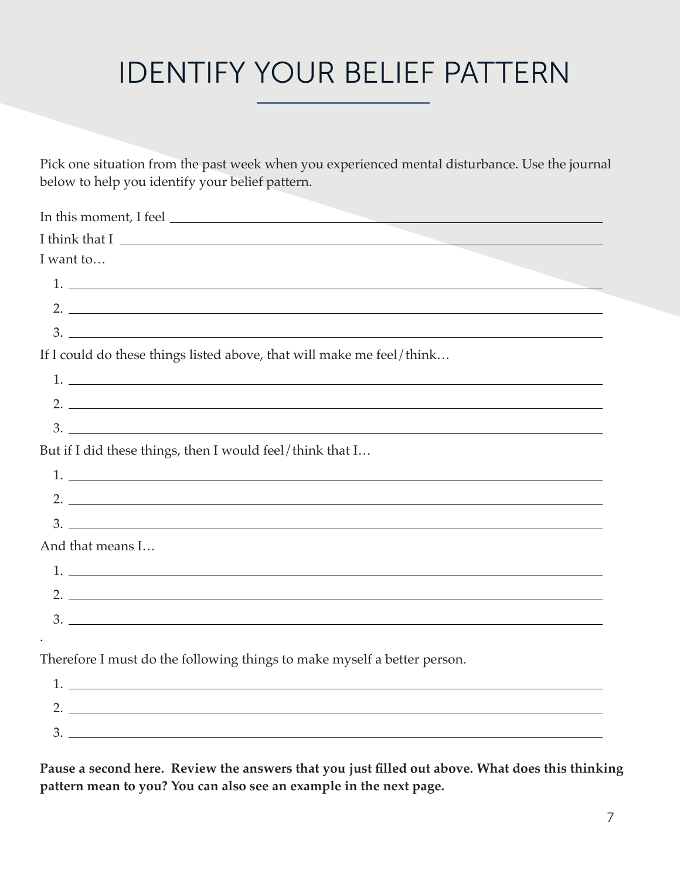# IDENTIFY YOUR BELIEF PATTERN

Pick one situation from the past week when you experienced mental disturbance. Use the journal below to help you identify your belief pattern.

In this moment, I feel ______________________________________________

I think that I ______________________________________________

I want to…

1. ______________________________________________
2. ______________________________________________
3. ______________________________________________

If I could do these things listed above, that will make me feel/think…

1. ______________________________________________
2. ______________________________________________
3. ______________________________________________

But if I did these things, then I would feel/think that I…

1. ______________________________________________
2. ______________________________________________
3. ______________________________________________

And that means I…

1. ______________________________________________
2. ______________________________________________
3. ______________________________________________

.

Therefore I must do the following things to make myself a better person.

1. ______________________________________________
2. ______________________________________________
3. ______________________________________________

**Pause a second here. Review the answers that you just filled out above. What does this thinking pattern mean to you? You can also see an example in the next page.**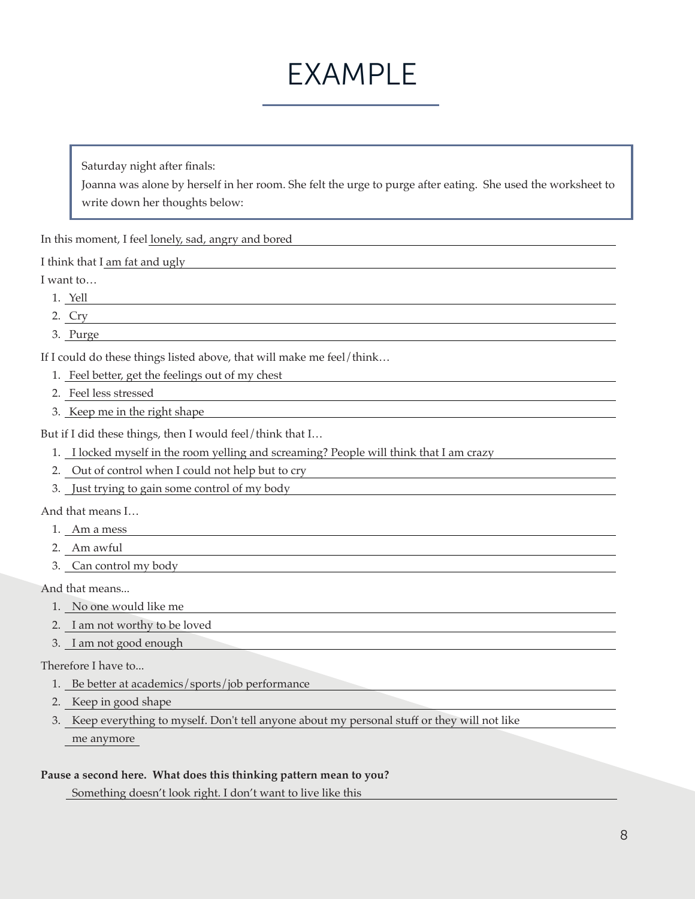# EXAMPLE

> Saturday night after finals:
> Joanna was alone by herself in her room. She felt the urge to purge after eating. She used the worksheet to write down her thoughts below:

In this moment, I feel lonely, sad, angry and bored

I think that I am fat and ugly

I want to…

1. Yell
2. Cry
3. Purge

If I could do these things listed above, that will make me feel/think…

1. Feel better, get the feelings out of my chest
2. Feel less stressed
3. Keep me in the right shape

But if I did these things, then I would feel/think that I…

1. I locked myself in the room yelling and screaming? People will think that I am crazy
2. Out of control when I could not help but to cry
3. Just trying to gain some control of my body

And that means I…

1. Am a mess
2. Am awful
3. Can control my body

And that means...

1. No one would like me
2. I am not worthy to be loved
3. I am not good enough

Therefore I have to...

1. Be better at academics/sports/job performance
2. Keep in good shape
3. Keep everything to myself. Don't tell anyone about my personal stuff or they will not like me anymore

**Pause a second here. What does this thinking pattern mean to you?**

Something doesn't look right. I don't want to live like this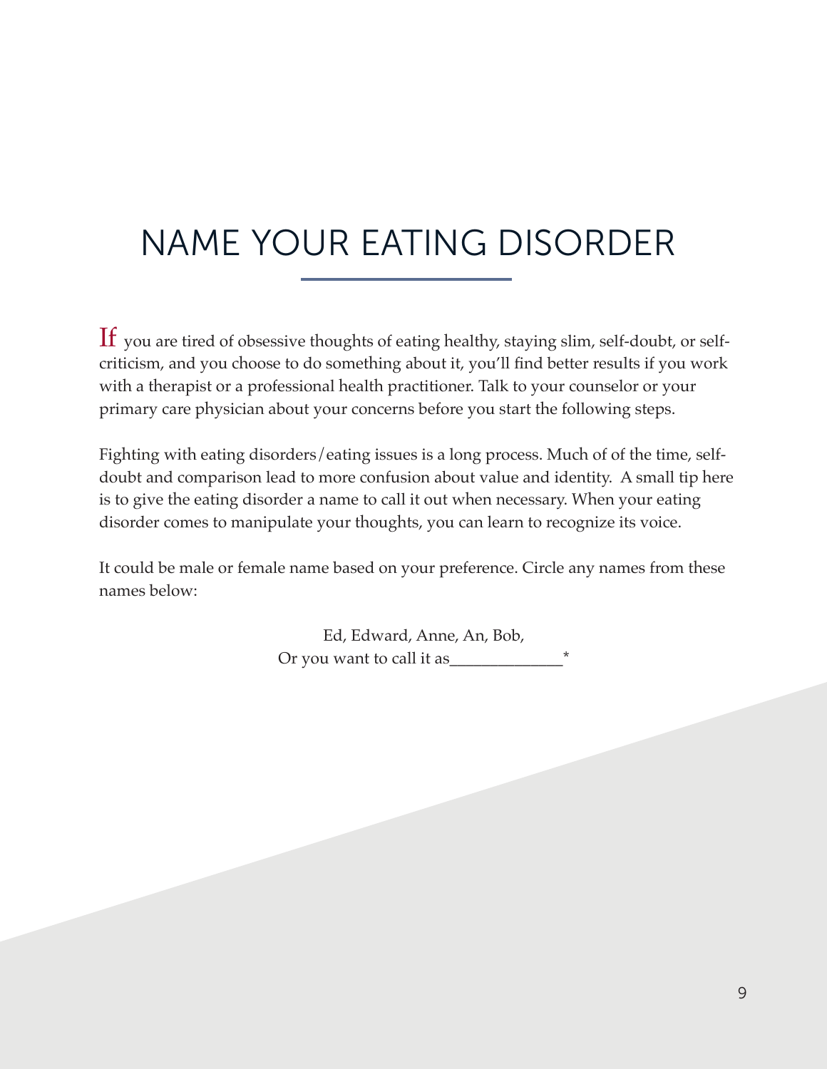# NAME YOUR EATING DISORDER

If you are tired of obsessive thoughts of eating healthy, staying slim, self-doubt, or self-criticism, and you choose to do something about it, you'll find better results if you work with a therapist or a professional health practitioner. Talk to your counselor or your primary care physician about your concerns before you start the following steps.

Fighting with eating disorders/eating issues is a long process. Much of of the time, self-doubt and comparison lead to more confusion about value and identity. A small tip here is to give the eating disorder a name to call it out when necessary. When your eating disorder comes to manipulate your thoughts, you can learn to recognize its voice.

It could be male or female name based on your preference. Circle any names from these names below:

Ed, Edward, Anne, An, Bob,
Or you want to call it as______________*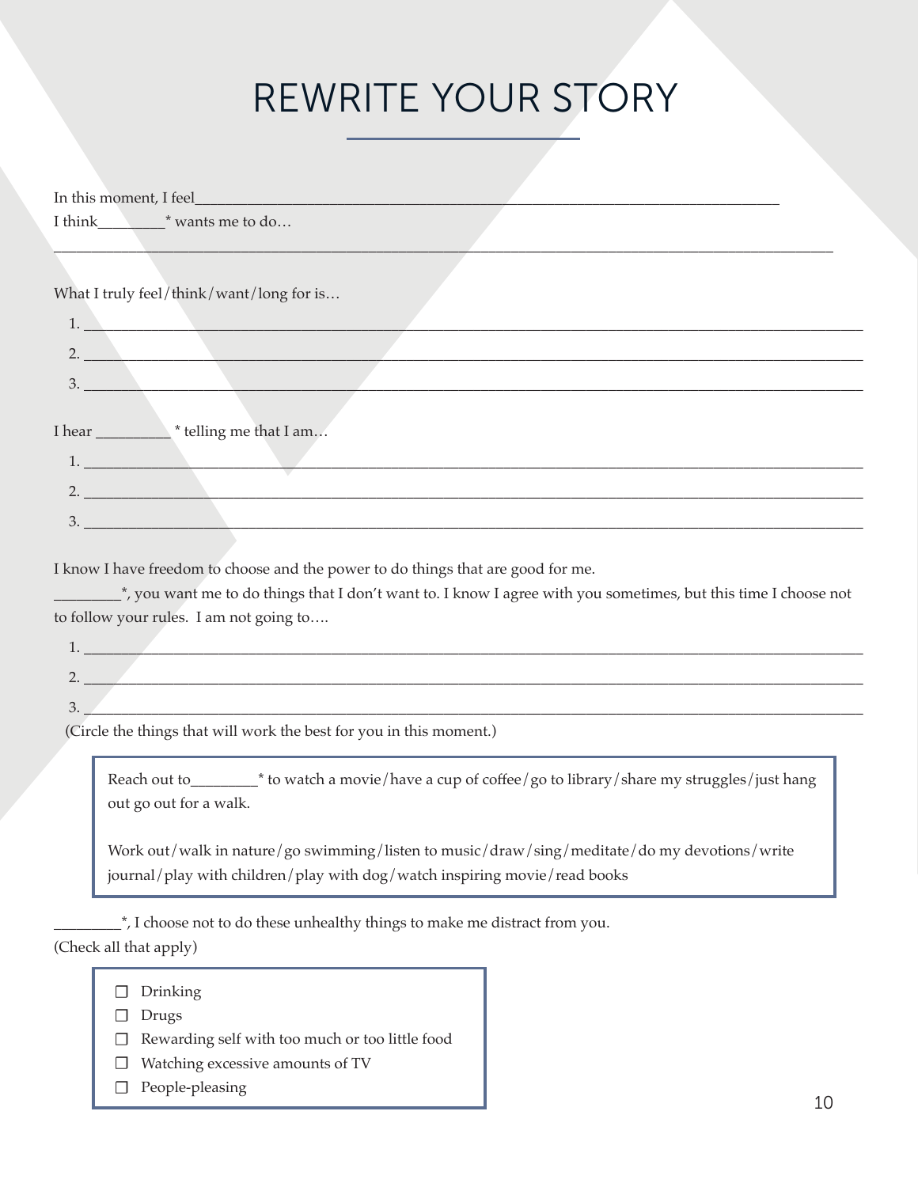# REWRITE YOUR STORY

In this moment, I feel_____________________________________________________________________________

I think________* wants me to do…

_____________________________________________________________________________________________

What I truly feel/think/want/long for is…

1. _____________________________________________________________________________________________
2. _____________________________________________________________________________________________
3. _____________________________________________________________________________________________

I hear _________ * telling me that I am…

1. _____________________________________________________________________________________________
2. _____________________________________________________________________________________________
3. _____________________________________________________________________________________________

I know I have freedom to choose and the power to do things that are good for me.

________*, you want me to do things that I don't want to. I know I agree with you sometimes, but this time I choose not to follow your rules. I am not going to….

1. _____________________________________________________________________________________________
2. _____________________________________________________________________________________________
3. _____________________________________________________________________________________________

(Circle the things that will work the best for you in this moment.)

> Reach out to________* to watch a movie/have a cup of coffee/go to library/share my struggles/just hang out go out for a walk.
>
> Work out/walk in nature/go swimming/listen to music/draw/sing/meditate/do my devotions/write journal/play with children/play with dog/watch inspiring movie/read books

________*, I choose not to do these unhealthy things to make me distract from you.

(Check all that apply)

- ☐ Drinking
- ☐ Drugs
- ☐ Rewarding self with too much or too little food
- ☐ Watching excessive amounts of TV
- ☐ People-pleasing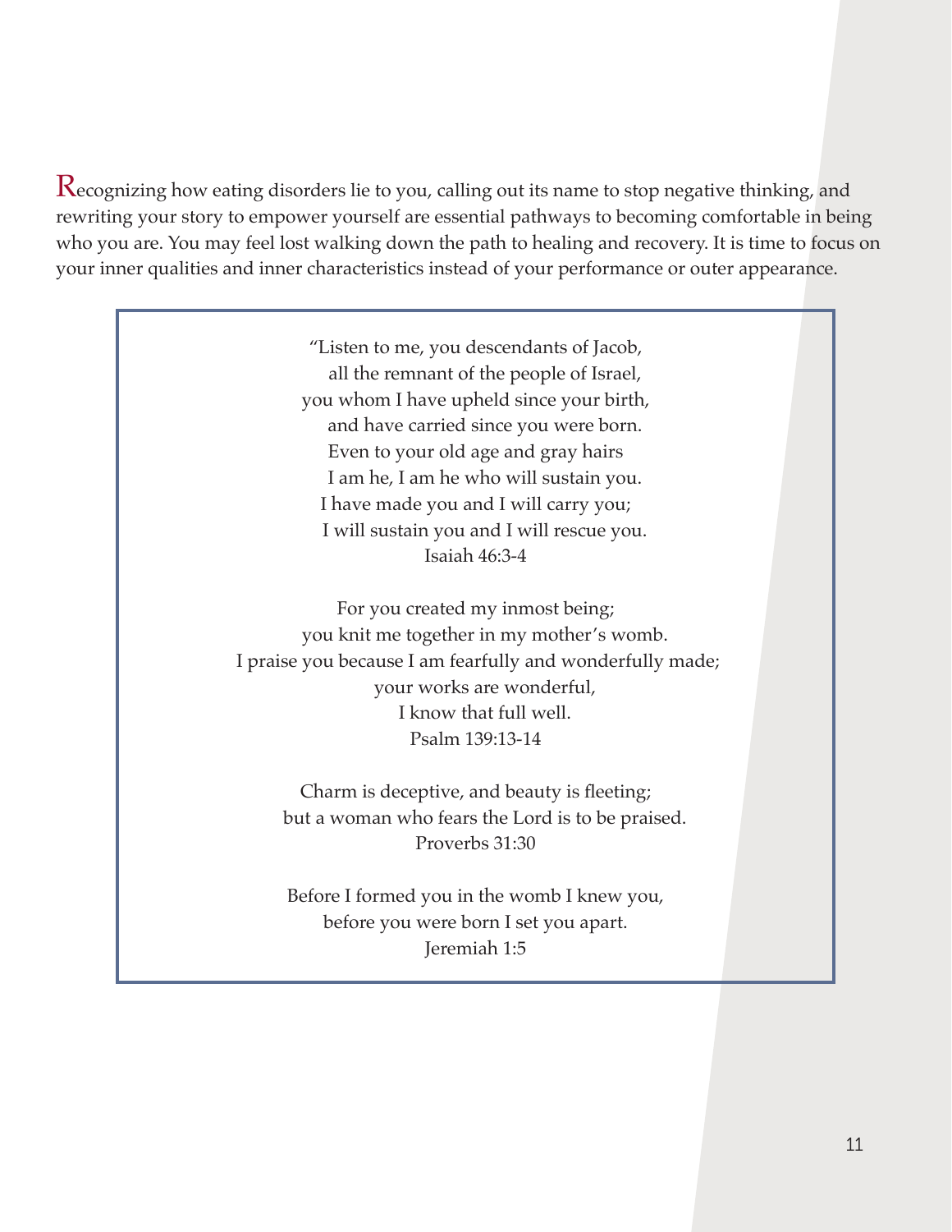Recognizing how eating disorders lie to you, calling out its name to stop negative thinking, and rewriting your story to empower yourself are essential pathways to becoming comfortable in being who you are. You may feel lost walking down the path to healing and recovery. It is time to focus on your inner qualities and inner characteristics instead of your performance or outer appearance.

> "Listen to me, you descendants of Jacob,  
> all the remnant of the people of Israel,  
> you whom I have upheld since your birth,  
> and have carried since you were born.  
> Even to your old age and gray hairs  
> I am he, I am he who will sustain you.  
> I have made you and I will carry you;  
> I will sustain you and I will rescue you.  
> Isaiah 46:3-4
>
> For you created my inmost being;  
> you knit me together in my mother's womb.  
> I praise you because I am fearfully and wonderfully made;  
> your works are wonderful,  
> I know that full well.  
> Psalm 139:13-14
>
> Charm is deceptive, and beauty is fleeting;  
> but a woman who fears the Lord is to be praised.  
> Proverbs 31:30
>
> Before I formed you in the womb I knew you,  
> before you were born I set you apart.  
> Jeremiah 1:5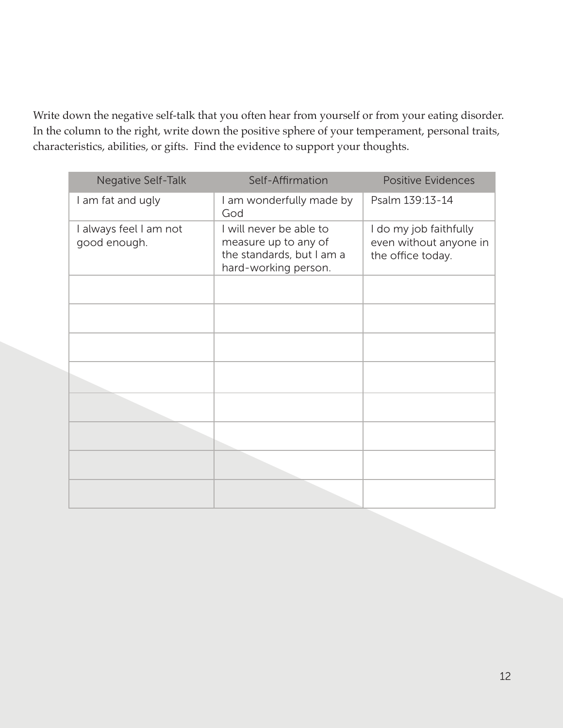Write down the negative self-talk that you often hear from yourself or from your eating disorder. In the column to the right, write down the positive sphere of your temperament, personal traits, characteristics, abilities, or gifts. Find the evidence to support your thoughts.

| Negative Self-Talk | Self-Affirmation | Positive Evidences |
|---|---|---|
| I am fat and ugly | I am wonderfully made by God | Psalm 139:13-14 |
| I always feel I am not good enough. | I will never be able to measure up to any of the standards, but I am a hard-working person. | I do my job faithfully even without anyone in the office today. |
| | | |
| | | |
| | | |
| | | |
| | | |
| | | |
| | | |
| | | |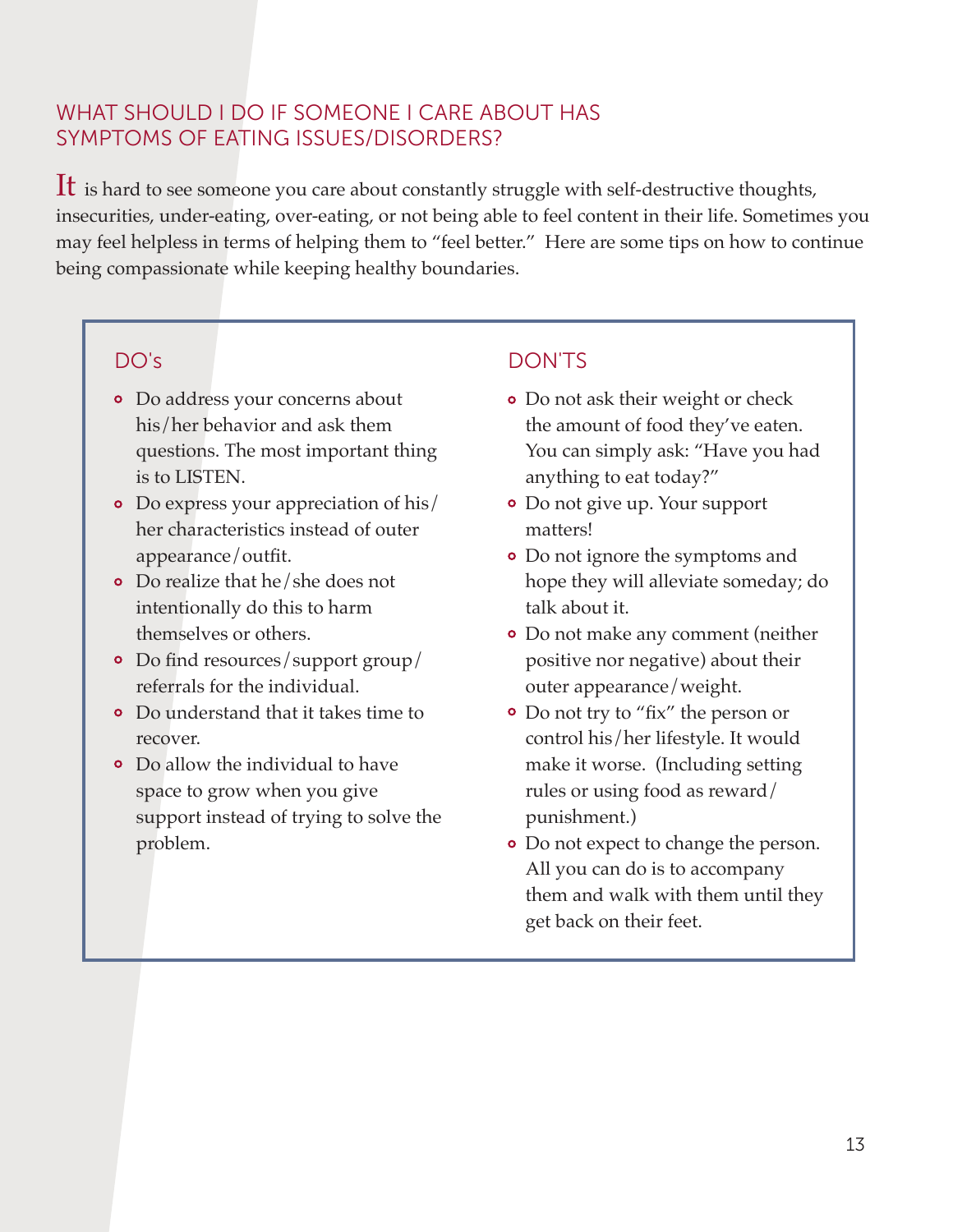## WHAT SHOULD I DO IF SOMEONE I CARE ABOUT HAS SYMPTOMS OF EATING ISSUES/DISORDERS?

It is hard to see someone you care about constantly struggle with self-destructive thoughts, insecurities, under-eating, over-eating, or not being able to feel content in their life. Sometimes you may feel helpless in terms of helping them to "feel better." Here are some tips on how to continue being compassionate while keeping healthy boundaries.

### DO's

- Do address your concerns about his/her behavior and ask them questions. The most important thing is to LISTEN.
- Do express your appreciation of his/her characteristics instead of outer appearance/outfit.
- Do realize that he/she does not intentionally do this to harm themselves or others.
- Do find resources/support group/referrals for the individual.
- Do understand that it takes time to recover.
- Do allow the individual to have space to grow when you give support instead of trying to solve the problem.

### DON'TS

- Do not ask their weight or check the amount of food they've eaten. You can simply ask: "Have you had anything to eat today?"
- Do not give up. Your support matters!
- Do not ignore the symptoms and hope they will alleviate someday; do talk about it.
- Do not make any comment (neither positive nor negative) about their outer appearance/weight.
- Do not try to "fix" the person or control his/her lifestyle. It would make it worse. (Including setting rules or using food as reward/punishment.)
- Do not expect to change the person. All you can do is to accompany them and walk with them until they get back on their feet.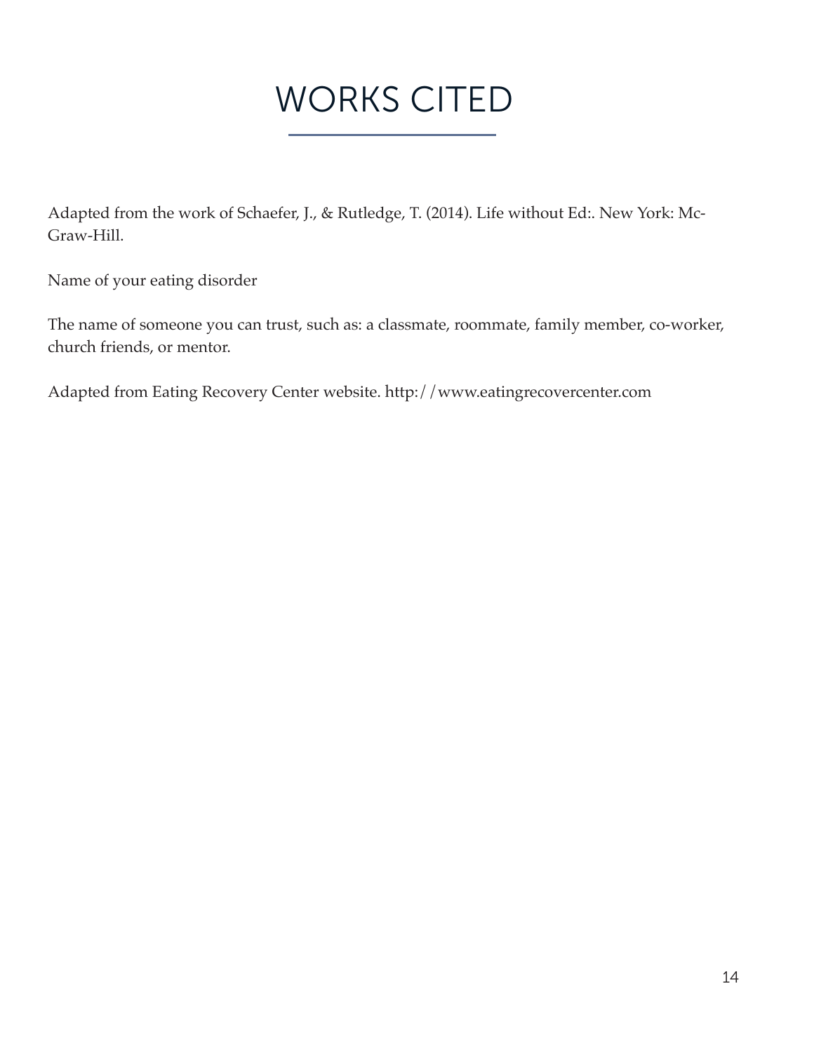# WORKS CITED

Adapted from the work of Schaefer, J., & Rutledge, T. (2014). Life without Ed:. New York: Mc-Graw-Hill.

Name of your eating disorder

The name of someone you can trust, such as: a classmate, roommate, family member, co-worker, church friends, or mentor.

Adapted from Eating Recovery Center website. http://www.eatingrecovercenter.com